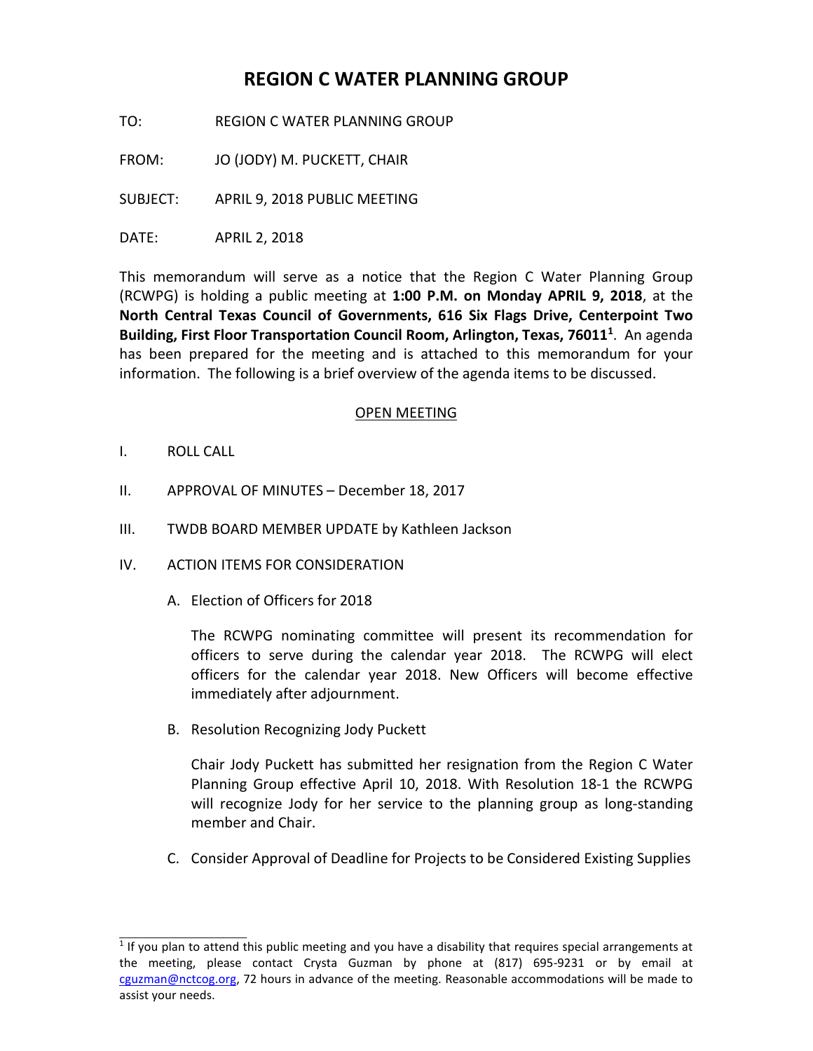# REGION C WATER PLANNING GROUP

TO: REGION C WATER PLANNING GROUP

FROM: JO (JODY) M. PUCKETT, CHAIR

SUBJECT: APRIL 9, 2018 PUBLIC MEETING

DATE: APRIL 2, 2018

This memorandum will serve as a notice that the Region C Water Planning Group (RCWPG) is holding a public meeting at **1:00 P.M. on Monday APRIL 9, 2018**, at the **North Central Texas Council of Governments, 616 Six Flags Drive, Centerpoint Two Building, First Floor Transportation Council Room, Arlington, Texas, 76011**[1]. An agenda has been prepared for the meeting and is attached to this memorandum for your information. The following is a brief overview of the agenda items to be discussed.

## OPEN MEETING

I. ROLL CALL

II. APPROVAL OF MINUTES – December 18, 2017

III. TWDB BOARD MEMBER UPDATE by Kathleen Jackson

IV. ACTION ITEMS FOR CONSIDERATION

A. Election of Officers for 2018

The RCWPG nominating committee will present its recommendation for officers to serve during the calendar year 2018. The RCWPG will elect officers for the calendar year 2018. New Officers will become effective immediately after adjournment.

B. Resolution Recognizing Jody Puckett

Chair Jody Puckett has submitted her resignation from the Region C Water Planning Group effective April 10, 2018. With Resolution 18-1 the RCWPG will recognize Jody for her service to the planning group as long-standing member and Chair.

C. Consider Approval of Deadline for Projects to be Considered Existing Supplies

---

[1] If you plan to attend this public meeting and you have a disability that requires special arrangements at the meeting, please contact Crysta Guzman by phone at (817) 695-9231 or by email at cguzman@nctcog.org, 72 hours in advance of the meeting. Reasonable accommodations will be made to assist your needs.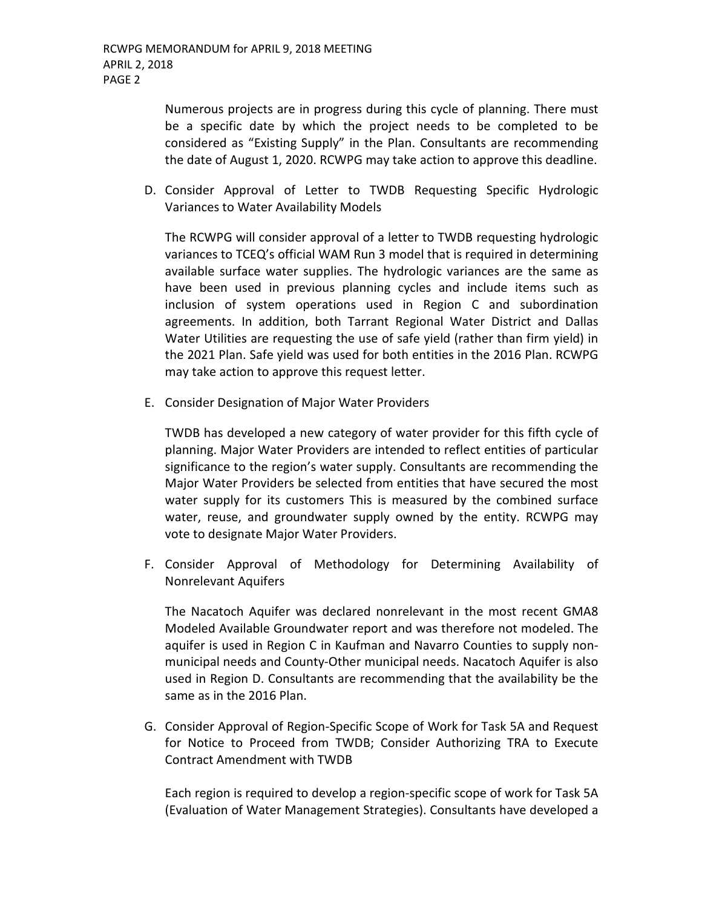Numerous projects are in progress during this cycle of planning. There must be a specific date by which the project needs to be completed to be considered as "Existing Supply" in the Plan. Consultants are recommending the date of August 1, 2020. RCWPG may take action to approve this deadline.

D. Consider Approval of Letter to TWDB Requesting Specific Hydrologic Variances to Water Availability Models

   The RCWPG will consider approval of a letter to TWDB requesting hydrologic variances to TCEQ's official WAM Run 3 model that is required in determining available surface water supplies. The hydrologic variances are the same as have been used in previous planning cycles and include items such as inclusion of system operations used in Region C and subordination agreements. In addition, both Tarrant Regional Water District and Dallas Water Utilities are requesting the use of safe yield (rather than firm yield) in the 2021 Plan. Safe yield was used for both entities in the 2016 Plan. RCWPG may take action to approve this request letter.

E. Consider Designation of Major Water Providers

   TWDB has developed a new category of water provider for this fifth cycle of planning. Major Water Providers are intended to reflect entities of particular significance to the region's water supply. Consultants are recommending the Major Water Providers be selected from entities that have secured the most water supply for its customers This is measured by the combined surface water, reuse, and groundwater supply owned by the entity. RCWPG may vote to designate Major Water Providers.

F. Consider Approval of Methodology for Determining Availability of Nonrelevant Aquifers

   The Nacatoch Aquifer was declared nonrelevant in the most recent GMA8 Modeled Available Groundwater report and was therefore not modeled. The aquifer is used in Region C in Kaufman and Navarro Counties to supply non-municipal needs and County-Other municipal needs. Nacatoch Aquifer is also used in Region D. Consultants are recommending that the availability be the same as in the 2016 Plan.

G. Consider Approval of Region-Specific Scope of Work for Task 5A and Request for Notice to Proceed from TWDB; Consider Authorizing TRA to Execute Contract Amendment with TWDB

   Each region is required to develop a region-specific scope of work for Task 5A (Evaluation of Water Management Strategies). Consultants have developed a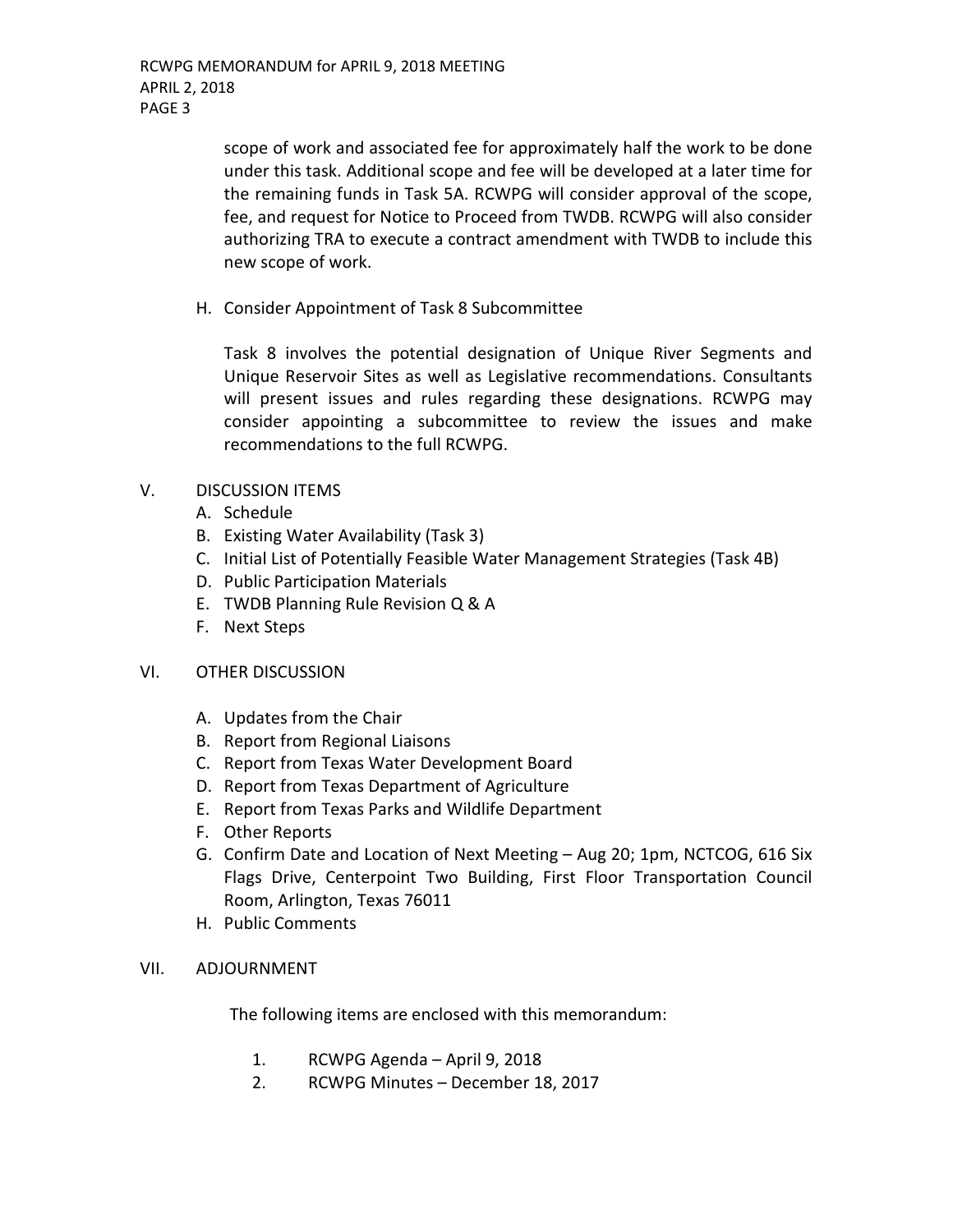scope of work and associated fee for approximately half the work to be done under this task. Additional scope and fee will be developed at a later time for the remaining funds in Task 5A. RCWPG will consider approval of the scope, fee, and request for Notice to Proceed from TWDB. RCWPG will also consider authorizing TRA to execute a contract amendment with TWDB to include this new scope of work.

H. Consider Appointment of Task 8 Subcommittee

Task 8 involves the potential designation of Unique River Segments and Unique Reservoir Sites as well as Legislative recommendations. Consultants will present issues and rules regarding these designations. RCWPG may consider appointing a subcommittee to review the issues and make recommendations to the full RCWPG.

V. DISCUSSION ITEMS

A. Schedule
B. Existing Water Availability (Task 3)
C. Initial List of Potentially Feasible Water Management Strategies (Task 4B)
D. Public Participation Materials
E. TWDB Planning Rule Revision Q & A
F. Next Steps

VI. OTHER DISCUSSION

A. Updates from the Chair
B. Report from Regional Liaisons
C. Report from Texas Water Development Board
D. Report from Texas Department of Agriculture
E. Report from Texas Parks and Wildlife Department
F. Other Reports
G. Confirm Date and Location of Next Meeting – Aug 20; 1pm, NCTCOG, 616 Six Flags Drive, Centerpoint Two Building, First Floor Transportation Council Room, Arlington, Texas 76011
H. Public Comments

VII. ADJOURNMENT

The following items are enclosed with this memorandum:

1. RCWPG Agenda – April 9, 2018
2. RCWPG Minutes – December 18, 2017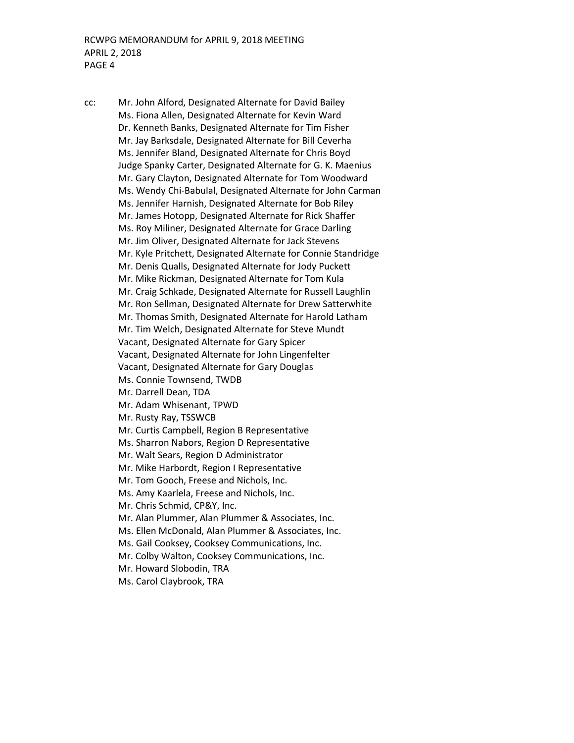cc: Mr. John Alford, Designated Alternate for David Bailey
Ms. Fiona Allen, Designated Alternate for Kevin Ward
Dr. Kenneth Banks, Designated Alternate for Tim Fisher
Mr. Jay Barksdale, Designated Alternate for Bill Ceverha
Ms. Jennifer Bland, Designated Alternate for Chris Boyd
Judge Spanky Carter, Designated Alternate for G. K. Maenius
Mr. Gary Clayton, Designated Alternate for Tom Woodward
Ms. Wendy Chi-Babulal, Designated Alternate for John Carman
Ms. Jennifer Harnish, Designated Alternate for Bob Riley
Mr. James Hotopp, Designated Alternate for Rick Shaffer
Ms. Roy Miliner, Designated Alternate for Grace Darling
Mr. Jim Oliver, Designated Alternate for Jack Stevens
Mr. Kyle Pritchett, Designated Alternate for Connie Standridge
Mr. Denis Qualls, Designated Alternate for Jody Puckett
Mr. Mike Rickman, Designated Alternate for Tom Kula
Mr. Craig Schkade, Designated Alternate for Russell Laughlin
Mr. Ron Sellman, Designated Alternate for Drew Satterwhite
Mr. Thomas Smith, Designated Alternate for Harold Latham
Mr. Tim Welch, Designated Alternate for Steve Mundt
Vacant, Designated Alternate for Gary Spicer
Vacant, Designated Alternate for John Lingenfelter
Vacant, Designated Alternate for Gary Douglas
Ms. Connie Townsend, TWDB
Mr. Darrell Dean, TDA
Mr. Adam Whisenant, TPWD
Mr. Rusty Ray, TSSWCB
Mr. Curtis Campbell, Region B Representative
Ms. Sharron Nabors, Region D Representative
Mr. Walt Sears, Region D Administrator
Mr. Mike Harbordt, Region I Representative
Mr. Tom Gooch, Freese and Nichols, Inc.
Ms. Amy Kaarlela, Freese and Nichols, Inc.
Mr. Chris Schmid, CP&Y, Inc.
Mr. Alan Plummer, Alan Plummer & Associates, Inc.
Ms. Ellen McDonald, Alan Plummer & Associates, Inc.
Ms. Gail Cooksey, Cooksey Communications, Inc.
Mr. Colby Walton, Cooksey Communications, Inc.
Mr. Howard Slobodin, TRA
Ms. Carol Claybrook, TRA